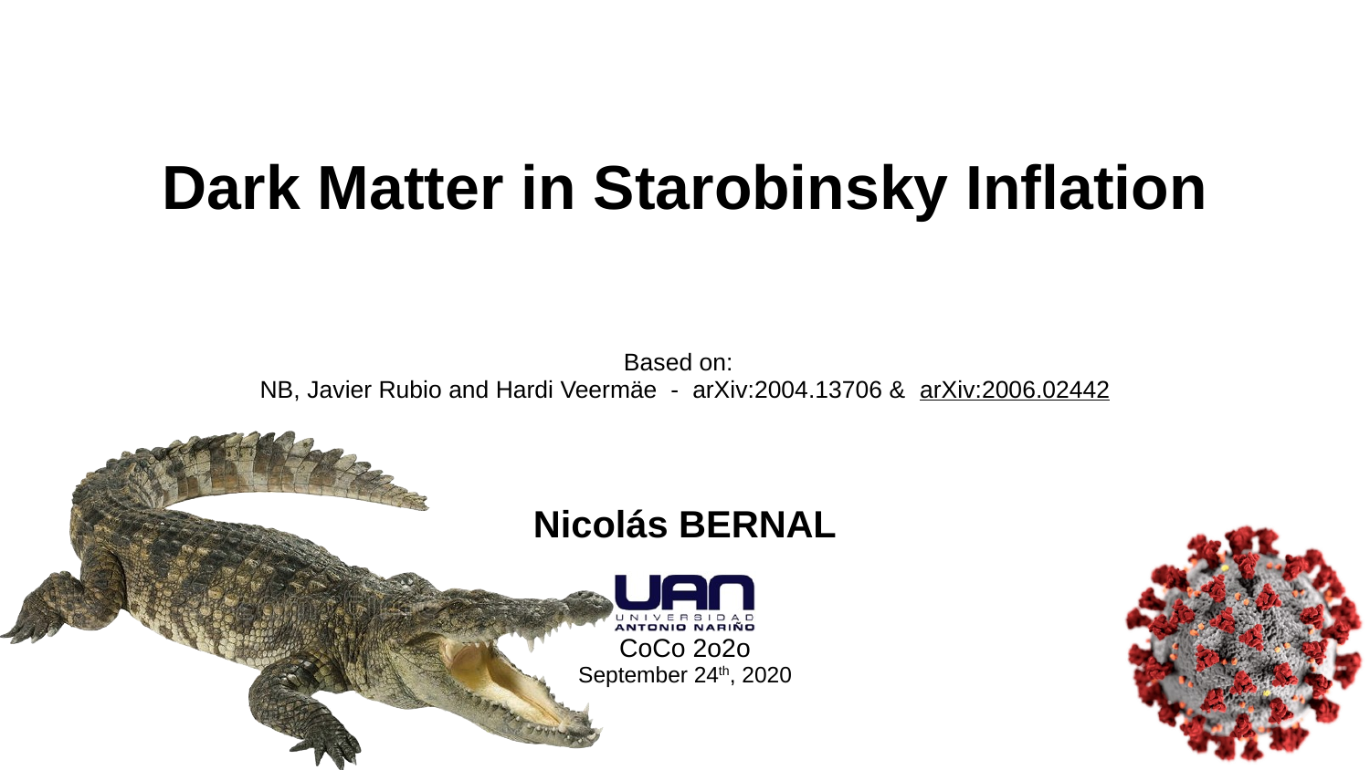# Dark Matter in Starobinsky Inflation

Based on:
NB, Javier Rubio and Hardi Veermäe - arXiv:2004.13706 & arXiv:2006.02442

**Nicolás BERNAL**

UAN
UNIVERSIDAD ANTONIO NARIÑO

CoCo 2o2o
September 24th, 2020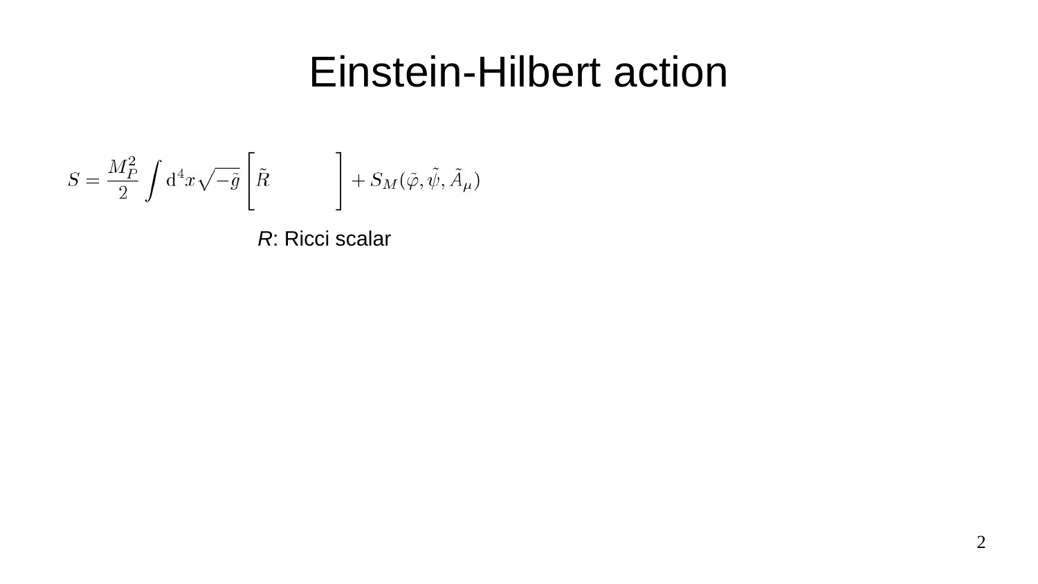# Einstein-Hilbert action

$$S = \frac{M_P^2}{2}\int \mathrm{d}^4x\sqrt{-\tilde{g}}\left[\tilde{R} \qquad\qquad \right] + S_M(\tilde{\varphi}, \tilde{\psi}, \tilde{A}_\mu)$$

*R*: Ricci scalar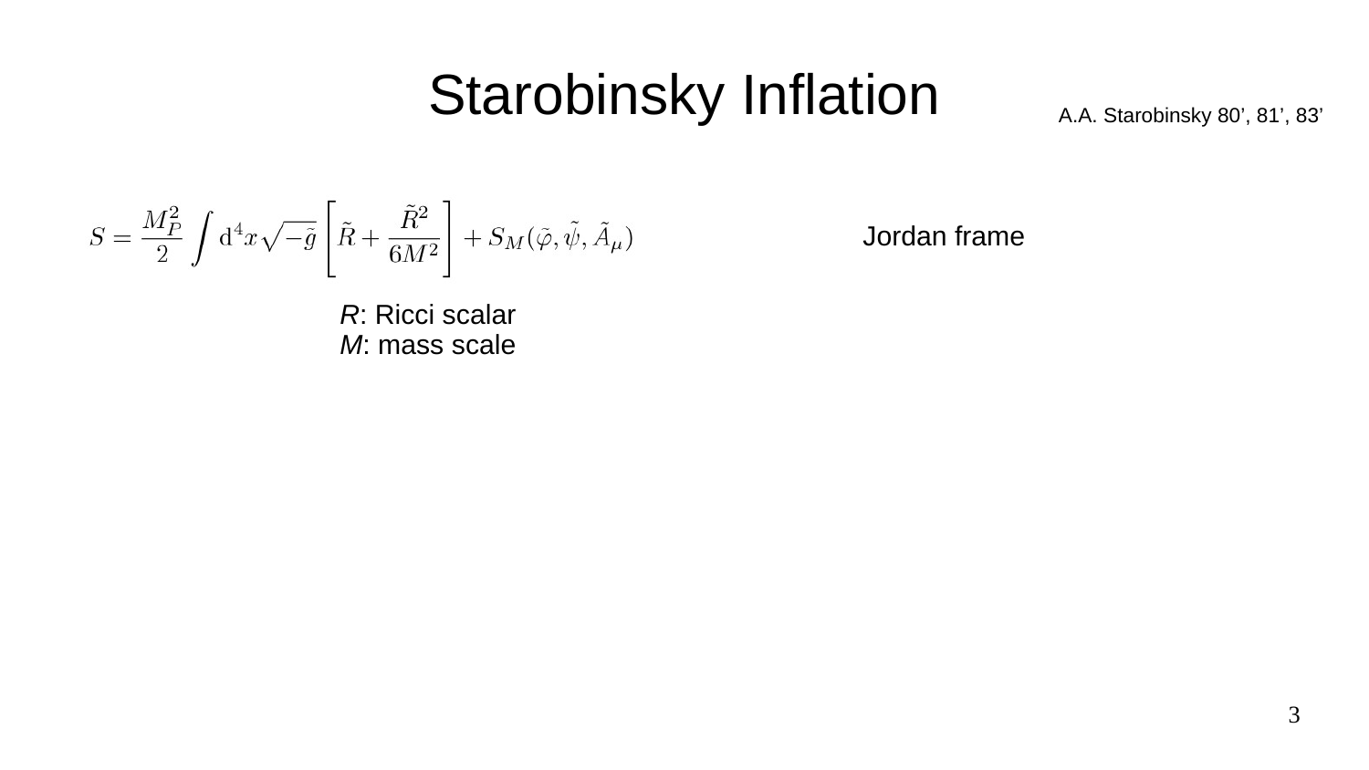# Starobinsky Inflation

A.A. Starobinsky 80', 81', 83'

$$S = \frac{M_P^2}{2}\int \mathrm{d}^4x\sqrt{-\tilde{g}}\left[\tilde{R} + \frac{\tilde{R}^2}{6M^2}\right] + S_M(\tilde{\varphi}, \tilde{\psi}, \tilde{A}_\mu)$$

Jordan frame

*R*: Ricci scalar
*M*: mass scale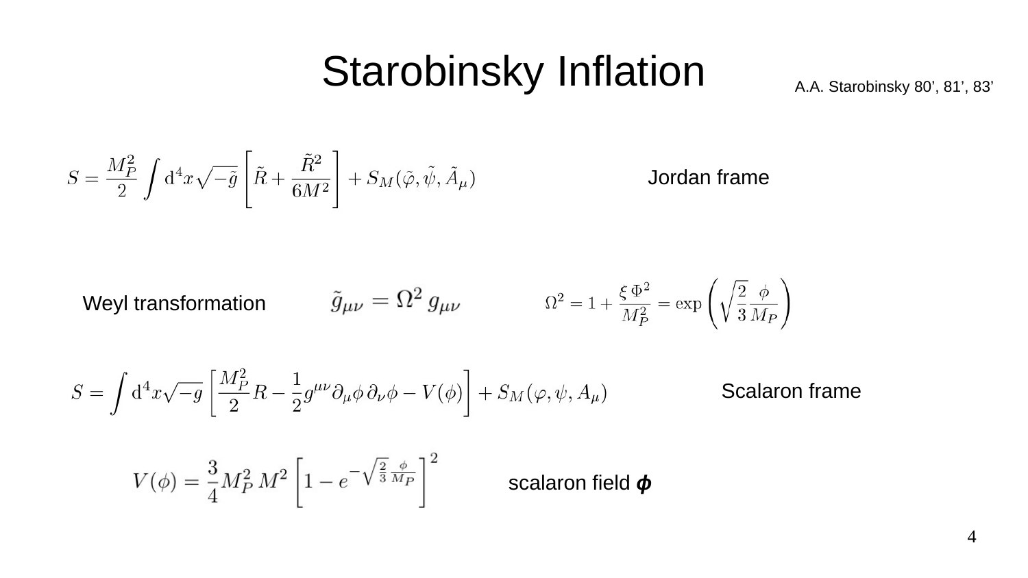# Starobinsky Inflation

A.A. Starobinsky 80', 81', 83'

$$S = \frac{M_P^2}{2} \int \mathrm{d}^4x \sqrt{-\tilde{g}} \left[ \tilde{R} + \frac{\tilde{R}^2}{6M^2} \right] + S_M(\tilde{\varphi}, \tilde{\psi}, \tilde{A}_\mu)$$

Jordan frame

Weyl transformation $\tilde{g}_{\mu\nu} = \Omega^2 \, g_{\mu\nu}$ $\quad \Omega^2 = 1 + \frac{\xi \, \Phi^2}{M_P^2} = \exp\left( \sqrt{\frac{2}{3}} \frac{\phi}{M_P} \right)$

$$S = \int \mathrm{d}^4x \sqrt{-g} \left[ \frac{M_P^2}{2} R - \frac{1}{2} g^{\mu\nu} \partial_\mu \phi \, \partial_\nu \phi - V(\phi) \right] + S_M(\varphi, \psi, A_\mu)$$

Scalaron frame

$$V(\phi) = \frac{3}{4} M_P^2 \, M^2 \left[ 1 - e^{-\sqrt{\frac{2}{3}} \frac{\phi}{M_P}} \right]^2$$

scalaron field $\boldsymbol{\phi}$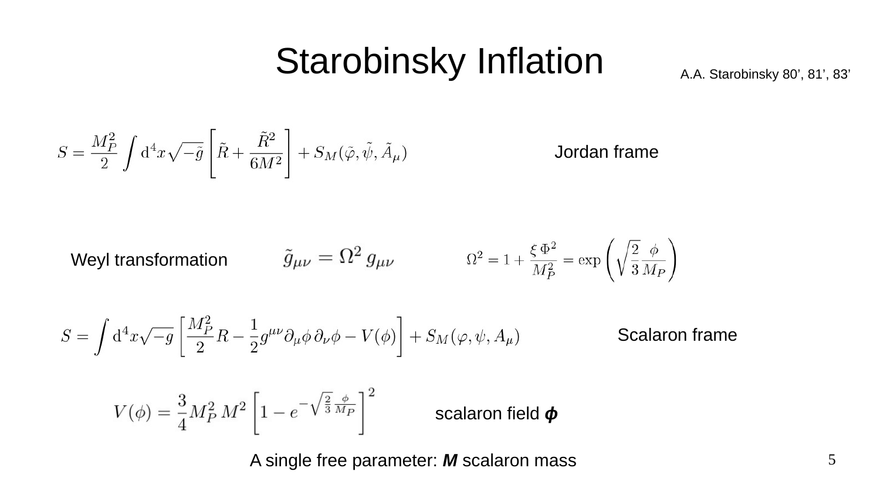# Starobinsky Inflation

A.A. Starobinsky 80', 81', 83'

$$S = \frac{M_P^2}{2}\int \mathrm{d}^4x\sqrt{-\tilde{g}}\left[\tilde{R} + \frac{\tilde{R}^2}{6M^2}\right] + S_M(\tilde{\varphi}, \tilde{\psi}, \tilde{A}_\mu)$$

Jordan frame

Weyl transformation $\tilde{g}_{\mu\nu} = \Omega^2\, g_{\mu\nu}$ $\quad \Omega^2 = 1 + \frac{\xi\,\Phi^2}{M_P^2} = \exp\left(\sqrt{\frac{2}{3}}\frac{\phi}{M_P}\right)$

$$S = \int \mathrm{d}^4x\sqrt{-g}\left[\frac{M_P^2}{2}R - \frac{1}{2}g^{\mu\nu}\partial_\mu\phi\,\partial_\nu\phi - V(\phi)\right] + S_M(\varphi, \psi, A_\mu)$$

Scalaron frame

$$V(\phi) = \frac{3}{4}M_P^2\, M^2\left[1 - e^{-\sqrt{\frac{2}{3}}\frac{\phi}{M_P}}\right]^2$$

scalaron field $\boldsymbol{\phi}$

A single free parameter: ***M*** scalaron mass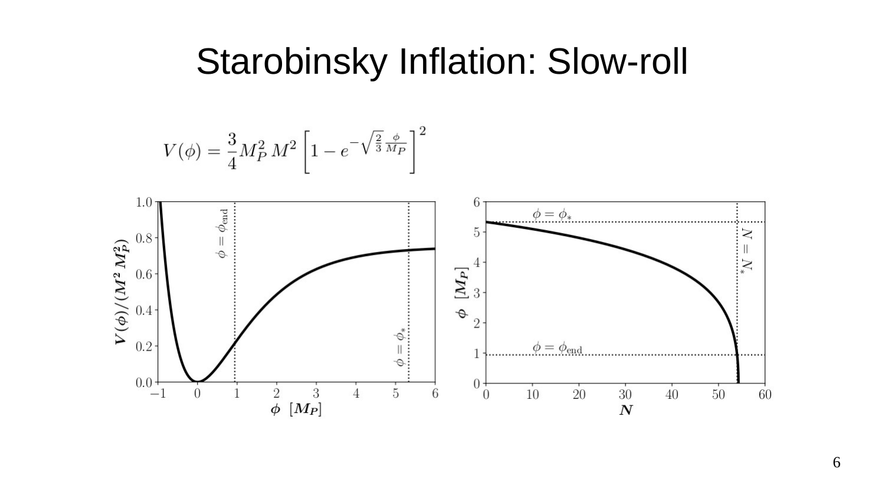# Starobinsky Inflation: Slow-roll

$$V(\phi) = \frac{3}{4} M_P^2 \, M^2 \left[ 1 - e^{-\sqrt{\frac{2}{3}} \frac{\phi}{M_P}} \right]^2$$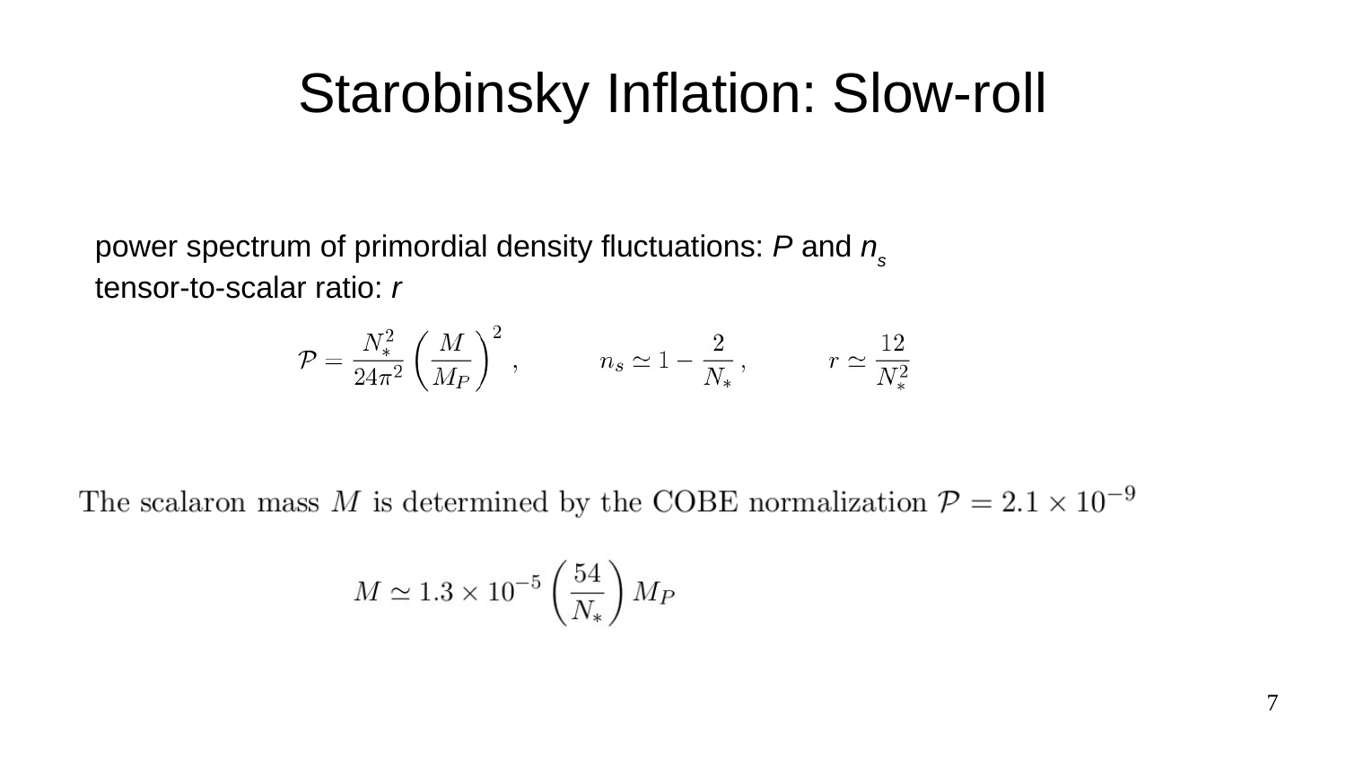# Starobinsky Inflation: Slow-roll

power spectrum of primordial density fluctuations: $P$ and $n_s$
tensor-to-scalar ratio: $r$

$$\mathcal{P} = \frac{N_*^2}{24\pi^2}\left(\frac{M}{M_P}\right)^2 , \qquad n_s \simeq 1 - \frac{2}{N_*} , \qquad r \simeq \frac{12}{N_*^2}$$

The scalaron mass $M$ is determined by the COBE normalization $\mathcal{P} = 2.1 \times 10^{-9}$

$$M \simeq 1.3 \times 10^{-5} \left(\frac{54}{N_*}\right) M_P$$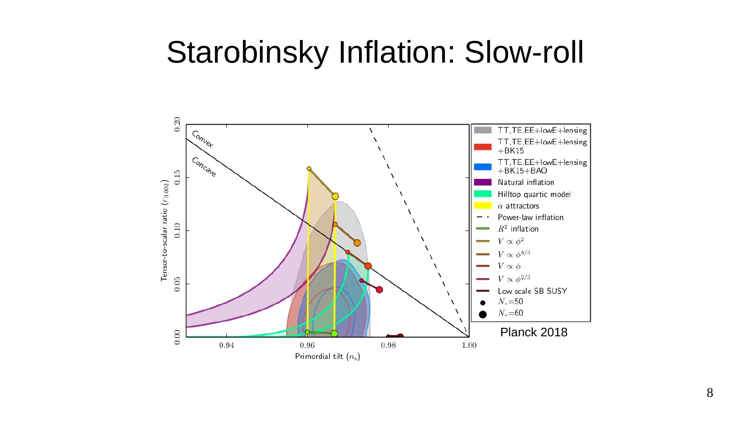# Starobinsky Inflation: Slow-roll

Planck 2018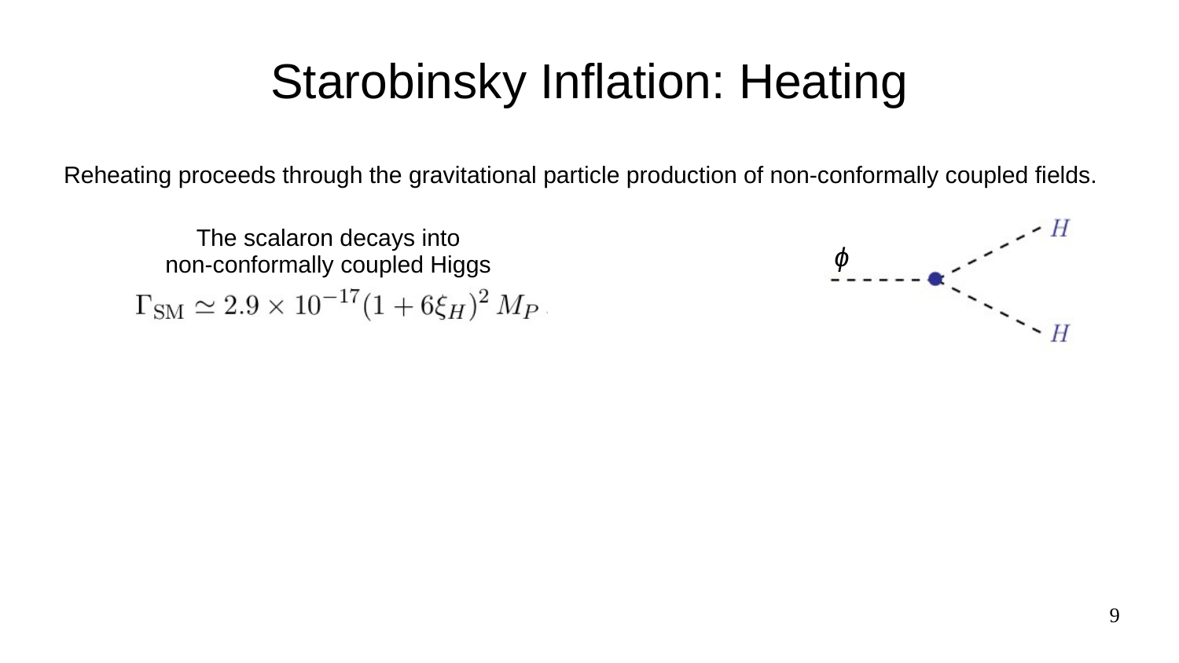# Starobinsky Inflation: Heating

Reheating proceeds through the gravitational particle production of non-conformally coupled fields.

The scalaron decays into non-conformally coupled Higgs

$$\Gamma_{\rm SM} \simeq 2.9 \times 10^{-17}(1+6\xi_H)^2\, M_P$$

$\phi$ — $H$, $H$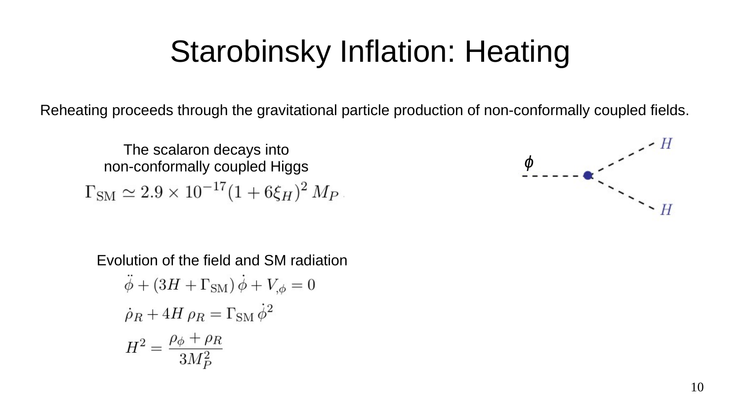# Starobinsky Inflation: Heating

Reheating proceeds through the gravitational particle production of non-conformally coupled fields.

The scalaron decays into non-conformally coupled Higgs

$$\Gamma_{\rm SM} \simeq 2.9 \times 10^{-17} (1 + 6\xi_H)^2 \, M_P$$

Evolution of the field and SM radiation

$$\ddot{\phi} + (3H + \Gamma_{\rm SM})\,\dot{\phi} + V_{,\phi} = 0$$

$$\dot{\rho}_R + 4H\,\rho_R = \Gamma_{\rm SM}\,\dot{\phi}^2$$

$$H^2 = \frac{\rho_\phi + \rho_R}{3M_P^2}$$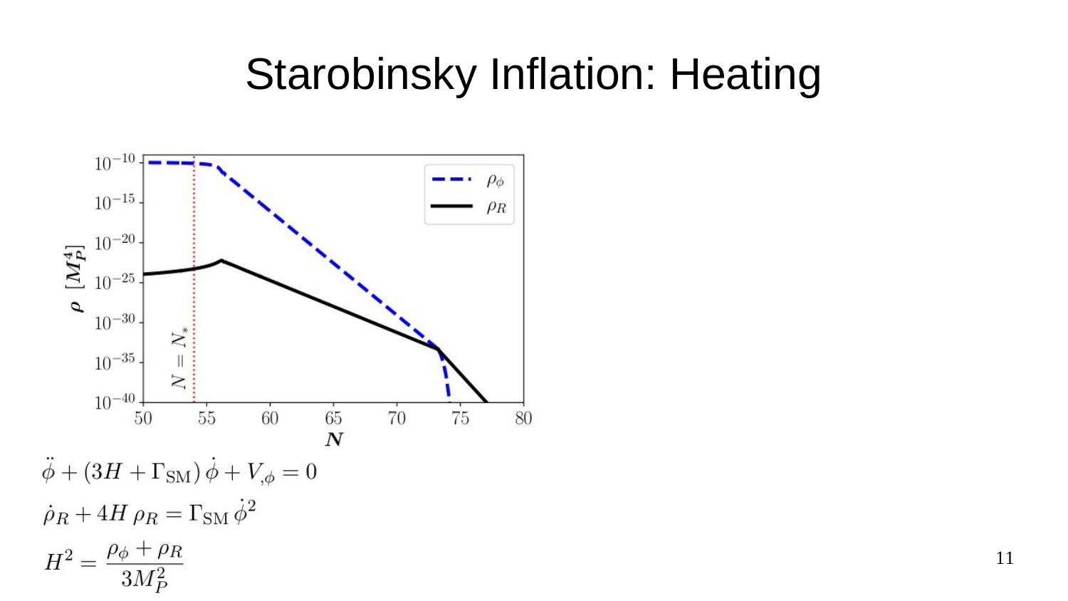# Starobinsky Inflation: Heating

$$\ddot{\phi} + (3H + \Gamma_{\rm SM})\,\dot{\phi} + V_{,\phi} = 0$$

$$\dot{\rho}_R + 4H\,\rho_R = \Gamma_{\rm SM}\,\dot{\phi}^2$$

$$H^2 = \frac{\rho_\phi + \rho_R}{3M_P^2}$$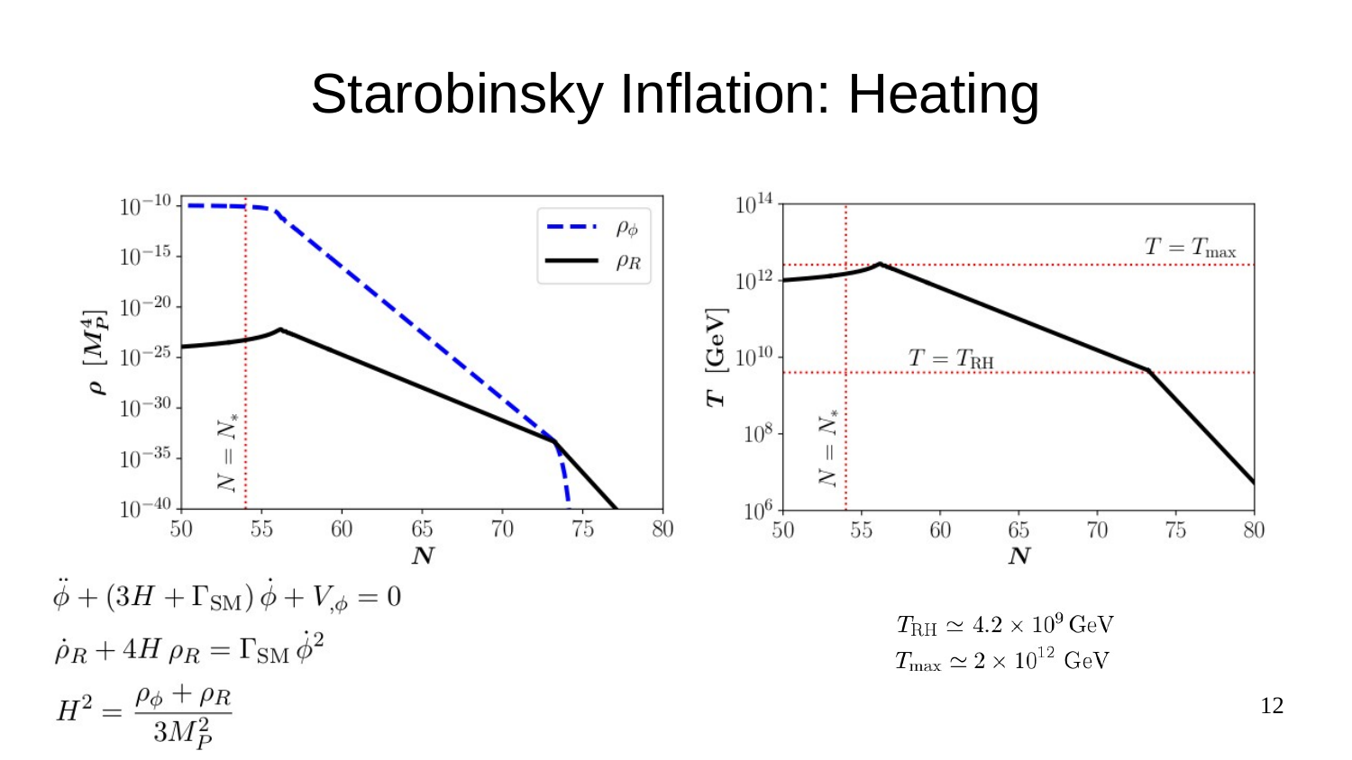# Starobinsky Inflation: Heating

$$\ddot{\phi} + (3H + \Gamma_{\rm SM})\,\dot{\phi} + V_{,\phi} = 0$$

$$\dot{\rho}_R + 4H\,\rho_R = \Gamma_{\rm SM}\,\dot{\phi}^2$$

$$H^2 = \frac{\rho_\phi + \rho_R}{3M_P^2}$$

$T_{\rm RH} \simeq 4.2 \times 10^9\,{\rm GeV}$

$T_{\rm max} \simeq 2 \times 10^{12}\,{\rm GeV}$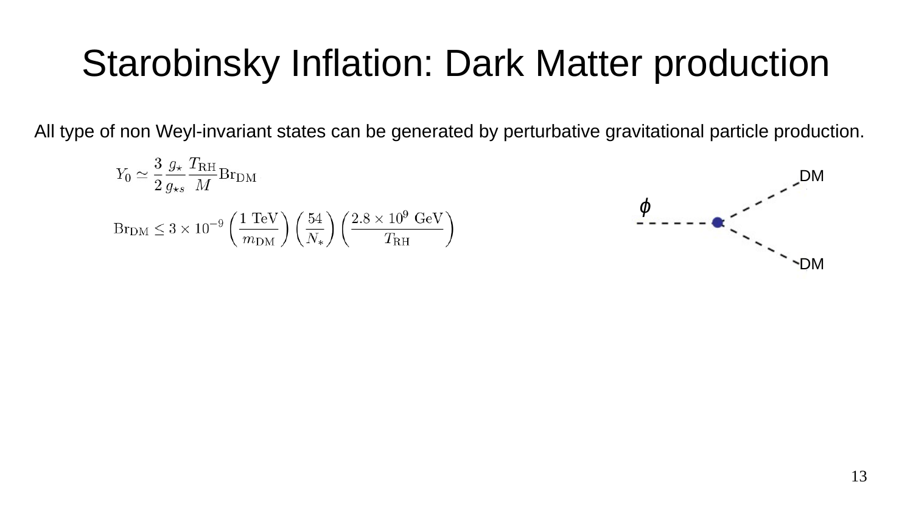# Starobinsky Inflation: Dark Matter production

All type of non Weyl-invariant states can be generated by perturbative gravitational particle production.

$$Y_0 \simeq \frac{3}{2}\frac{g_\star}{g_{\star s}}\frac{T_{\rm RH}}{M}{\rm Br}_{\rm DM}$$

$${\rm Br}_{\rm DM} \leq 3\times 10^{-9}\left(\frac{1\ {\rm TeV}}{m_{\rm DM}}\right)\left(\frac{54}{N_*}\right)\left(\frac{2.8\times 10^9\ {\rm GeV}}{T_{\rm RH}}\right)$$

$\phi$

DM

DM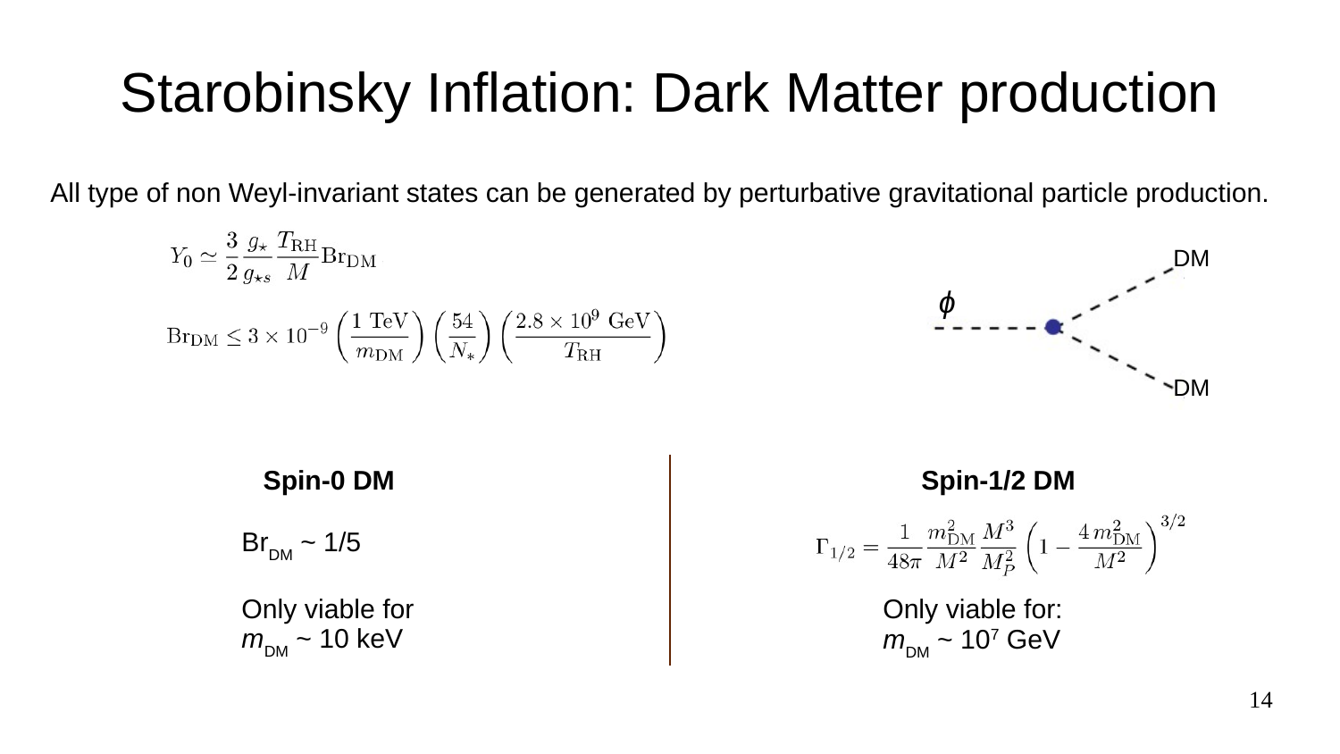# Starobinsky Inflation: Dark Matter production

All type of non Weyl-invariant states can be generated by perturbative gravitational particle production.

$$Y_0 \simeq \frac{3}{2}\frac{g_\star}{g_{\star s}}\frac{T_{\rm RH}}{M}{\rm Br}_{\rm DM}$$

$${\rm Br}_{\rm DM} \leq 3\times 10^{-9}\left(\frac{1\ {\rm TeV}}{m_{\rm DM}}\right)\left(\frac{54}{N_*}\right)\left(\frac{2.8\times 10^9\ {\rm GeV}}{T_{\rm RH}}\right)$$

$\phi$ → DM DM

**Spin-0 DM**

${\rm Br}_{\rm DM} \sim 1/5$

Only viable for $m_{\rm DM} \sim 10$ keV

**Spin-1/2 DM**

$$\Gamma_{1/2} = \frac{1}{48\pi}\frac{m_{\rm DM}^2}{M^2}\frac{M^3}{M_P^2}\left(1-\frac{4\,m_{\rm DM}^2}{M^2}\right)^{3/2}$$

Only viable for: $m_{\rm DM} \sim 10^7$ GeV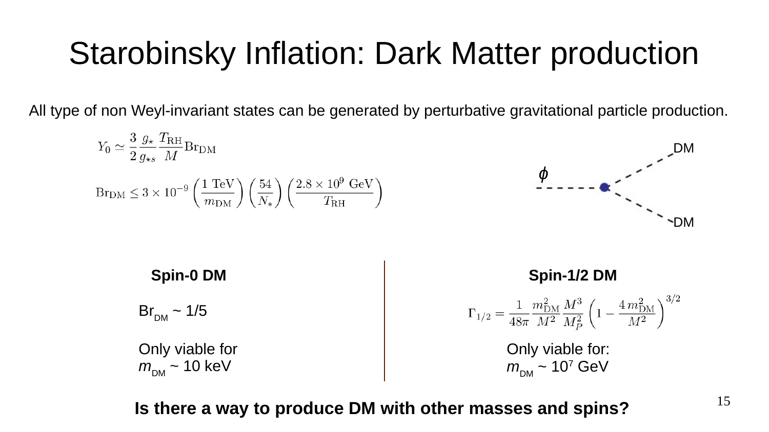# Starobinsky Inflation: Dark Matter production

All type of non Weyl-invariant states can be generated by perturbative gravitational particle production.

$$Y_0 \simeq \frac{3}{2}\frac{g_\star}{g_{\star s}}\frac{T_{\rm RH}}{M}{\rm Br}_{\rm DM}$$

$${\rm Br}_{\rm DM} \leq 3\times 10^{-9}\left(\frac{1\ {\rm TeV}}{m_{\rm DM}}\right)\left(\frac{54}{N_*}\right)\left(\frac{2.8\times 10^9\ {\rm GeV}}{T_{\rm RH}}\right)$$

$\phi$ → DM DM

**Spin-0 DM**

$\mathrm{Br}_{\mathrm{DM}} \sim 1/5$

Only viable for $m_{\mathrm{DM}} \sim 10$ keV

**Spin-1/2 DM**

$$\Gamma_{1/2} = \frac{1}{48\pi}\frac{m_{\rm DM}^2}{M^2}\frac{M^3}{M_P^2}\left(1-\frac{4\,m_{\rm DM}^2}{M^2}\right)^{3/2}$$

Only viable for: $m_{\mathrm{DM}} \sim 10^7$ GeV

**Is there a way to produce DM with other masses and spins?**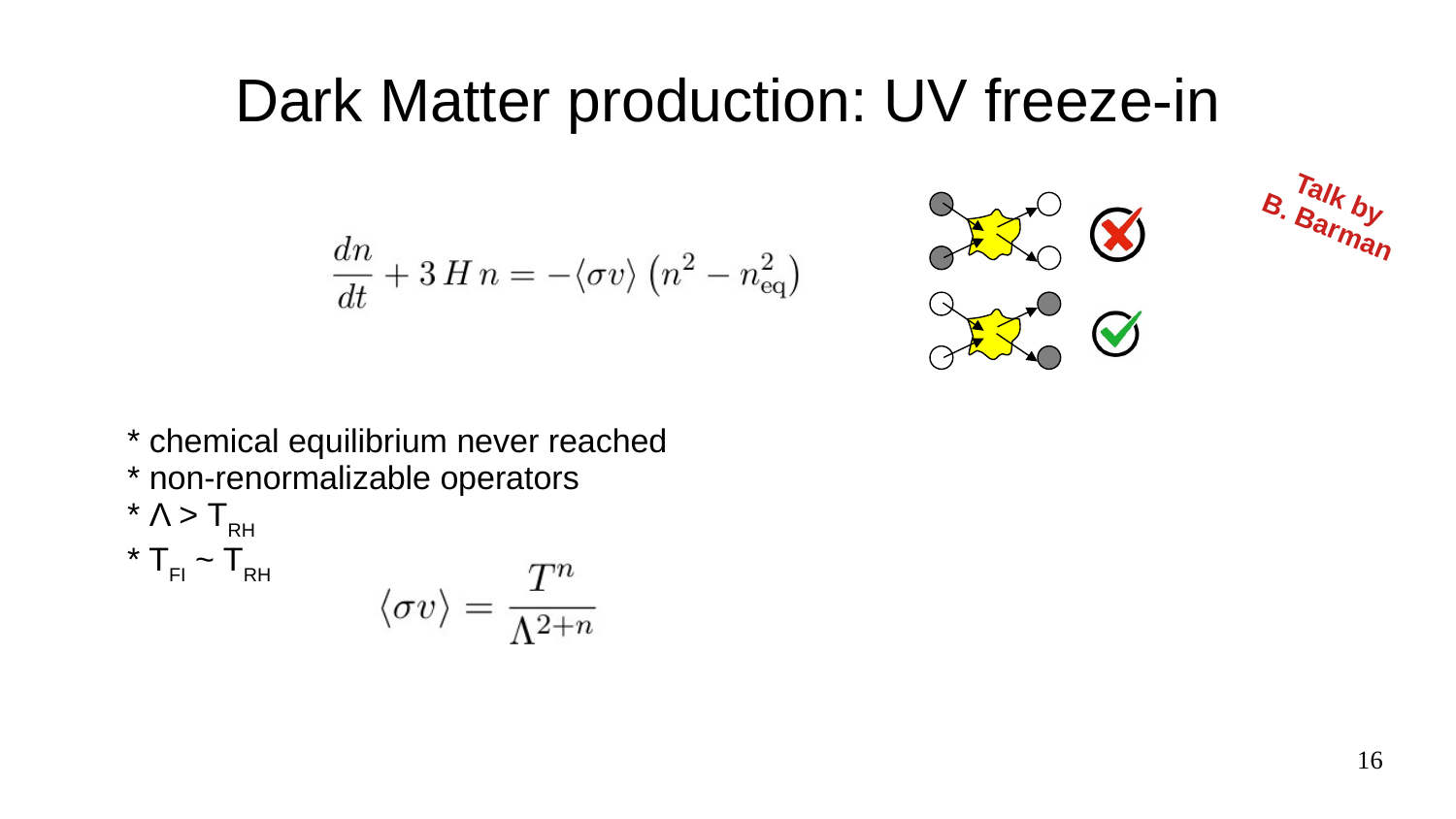# Dark Matter production: UV freeze-in

$$\frac{dn}{dt} + 3\,H\,n = -\langle \sigma v \rangle \left(n^2 - n_{\rm eq}^2\right)$$

Talk by B. Barman

* chemical equilibrium never reached
* non-renormalizable operators
* $\Lambda > T_{RH}$
* $T_{FI} \sim T_{RH}$

$$\langle \sigma v \rangle = \frac{T^n}{\Lambda^{2+n}}$$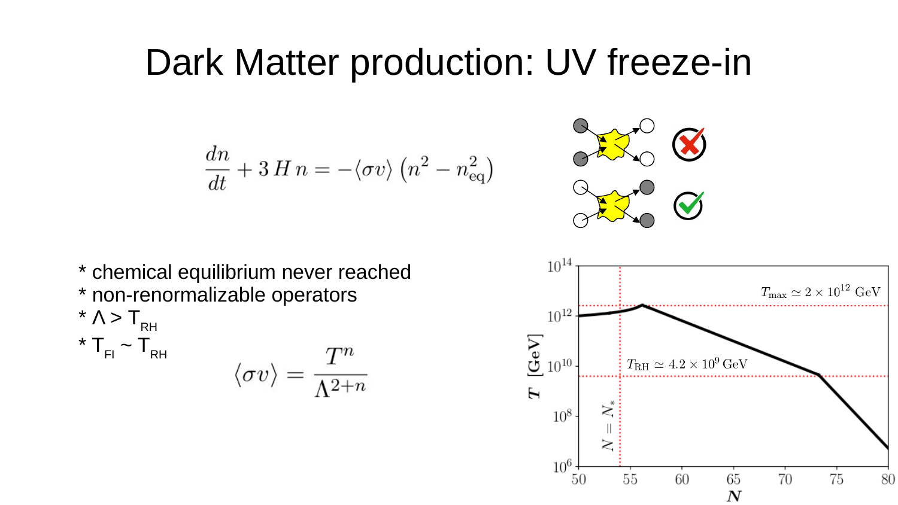# Dark Matter production: UV freeze-in

$$\frac{dn}{dt} + 3\,H\,n = -\langle\sigma v\rangle\left(n^2 - n_{\rm eq}^2\right)$$

* chemical equilibrium never reached
* non-renormalizable operators
* $\Lambda > T_{RH}$
* $T_{FI} \sim T_{RH}$

$$\langle\sigma v\rangle = \frac{T^n}{\Lambda^{2+n}}$$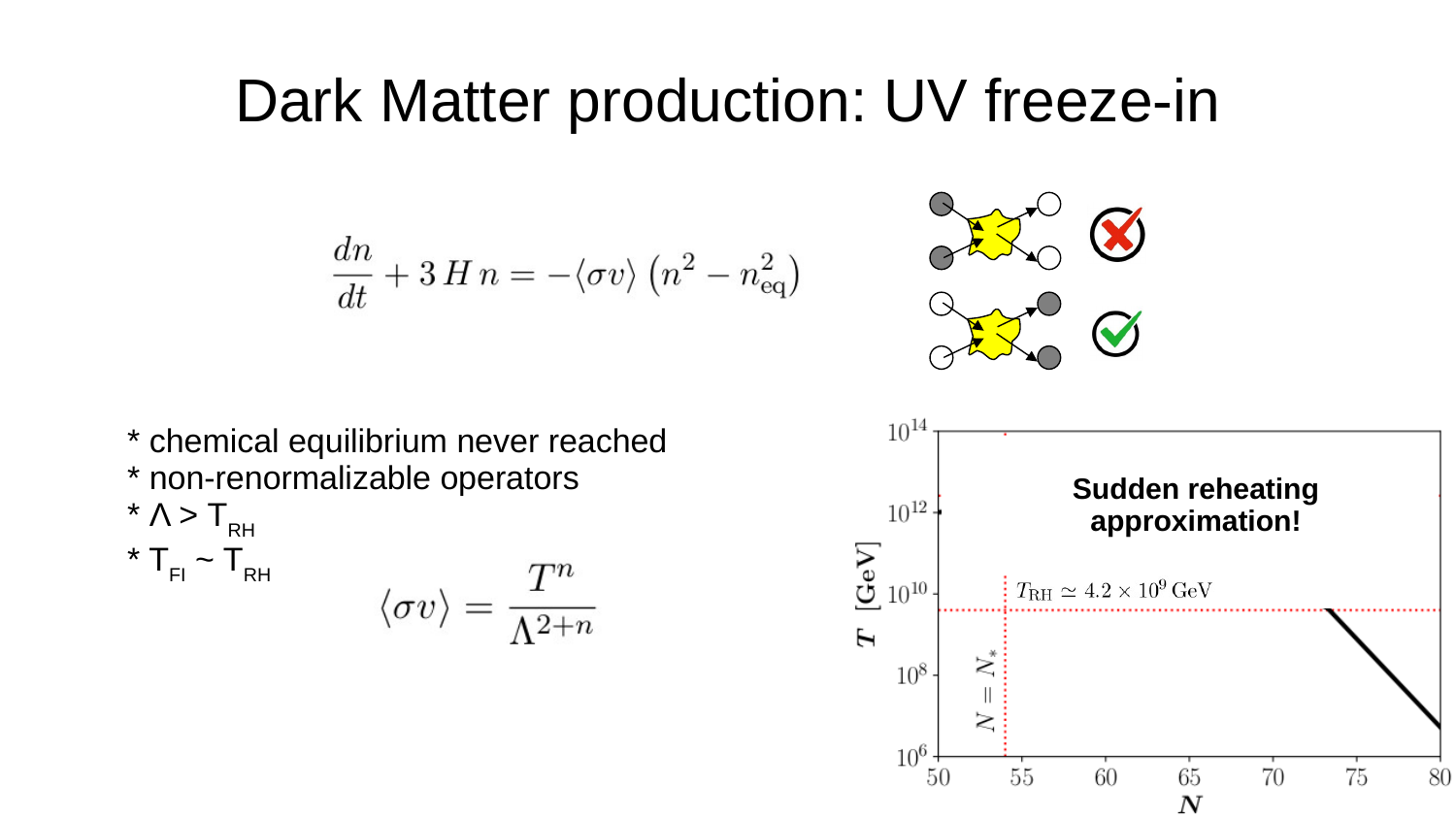# Dark Matter production: UV freeze-in

$$\frac{dn}{dt} + 3\,H\,n = -\langle\sigma v\rangle\left(n^2 - n_{\rm eq}^2\right)$$

* chemical equilibrium never reached
* non-renormalizable operators
* $\Lambda > T_{RH}$
* $T_{FI} \sim T_{RH}$

$$\langle\sigma v\rangle = \frac{T^n}{\Lambda^{2+n}}$$

**Sudden reheating approximation!**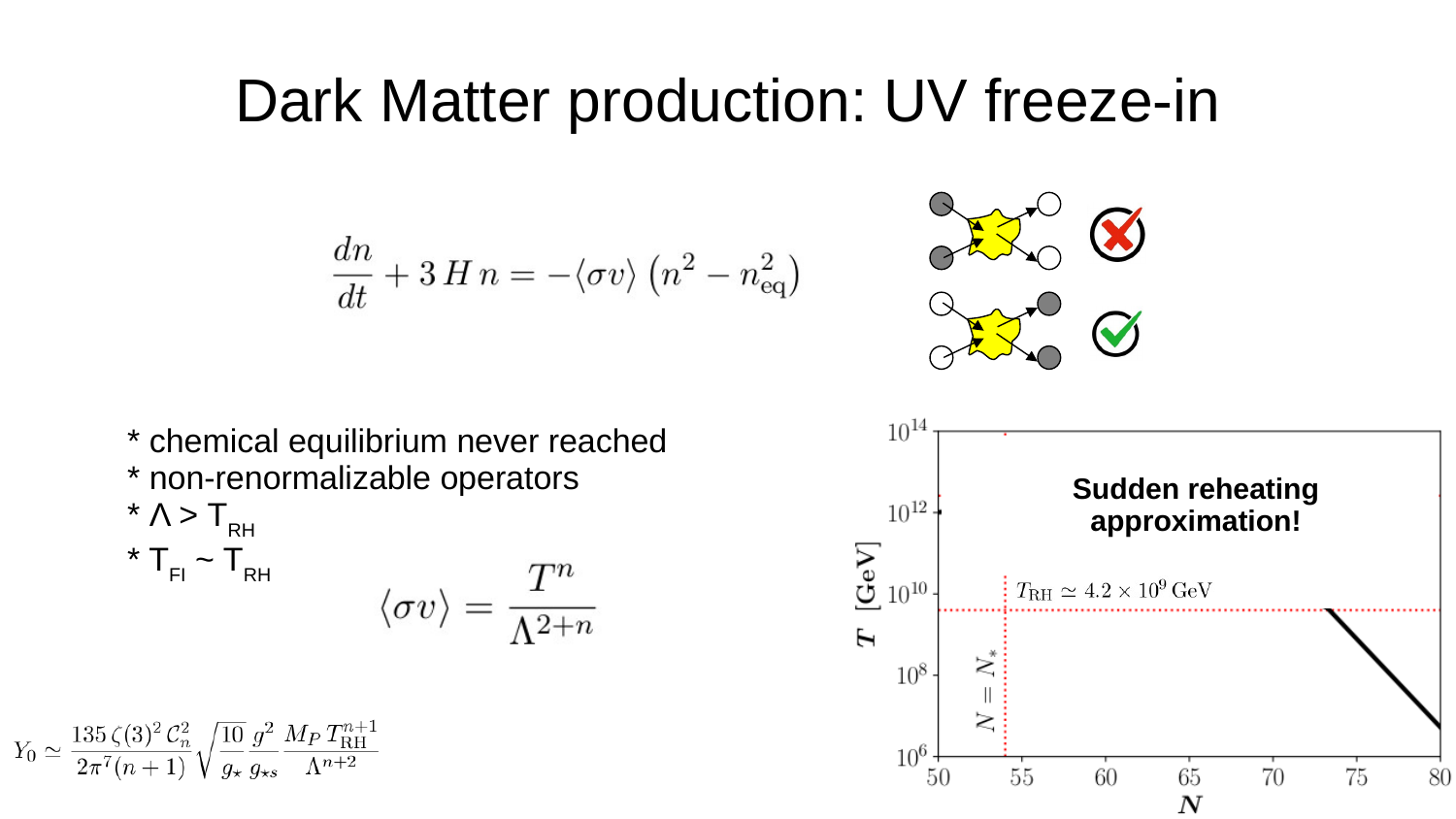# Dark Matter production: UV freeze-in

$$\frac{dn}{dt} + 3\,H\,n = -\langle\sigma v\rangle \left(n^2 - n_{\rm eq}^2\right)$$

* chemical equilibrium never reached
* non-renormalizable operators
* $\Lambda > T_{RH}$
* $T_{FI} \sim T_{RH}$

$$\langle\sigma v\rangle = \frac{T^n}{\Lambda^{2+n}}$$

$$Y_0 \simeq \frac{135\,\zeta(3)^2\,\mathcal{C}_n^2}{2\pi^7(n+1)}\sqrt{\frac{10}{g_\star}}\,\frac{g^2}{g_{\star s}}\,\frac{M_P\,T_{\rm RH}^{n+1}}{\Lambda^{n+2}}$$

**Sudden reheating approximation!**

$T_{\rm RH} \simeq 4.2 \times 10^9\,{\rm GeV}$

$N = N_*$

$T$ [GeV]

$N$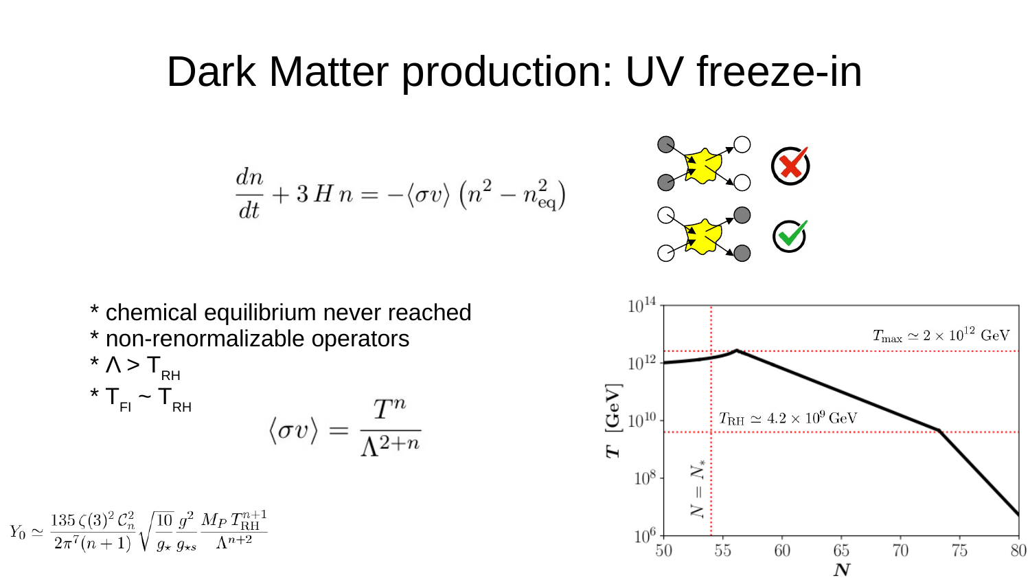# Dark Matter production: UV freeze-in

$$\frac{dn}{dt} + 3\,H\,n = -\langle\sigma v\rangle\left(n^2 - n_{\rm eq}^2\right)$$

* chemical equilibrium never reached
* non-renormalizable operators
* $\Lambda > T_{RH}$
* $T_{FI} \sim T_{RH}$

$$\langle\sigma v\rangle = \frac{T^n}{\Lambda^{2+n}}$$

$$Y_0 \simeq \frac{135\,\zeta(3)^2\,\mathcal{C}_n^2}{2\pi^7(n+1)}\sqrt{\frac{10}{g_\star}}\frac{g^2}{g_{\star s}}\frac{M_P\,T_{\rm RH}^{n+1}}{\Lambda^{n+2}}$$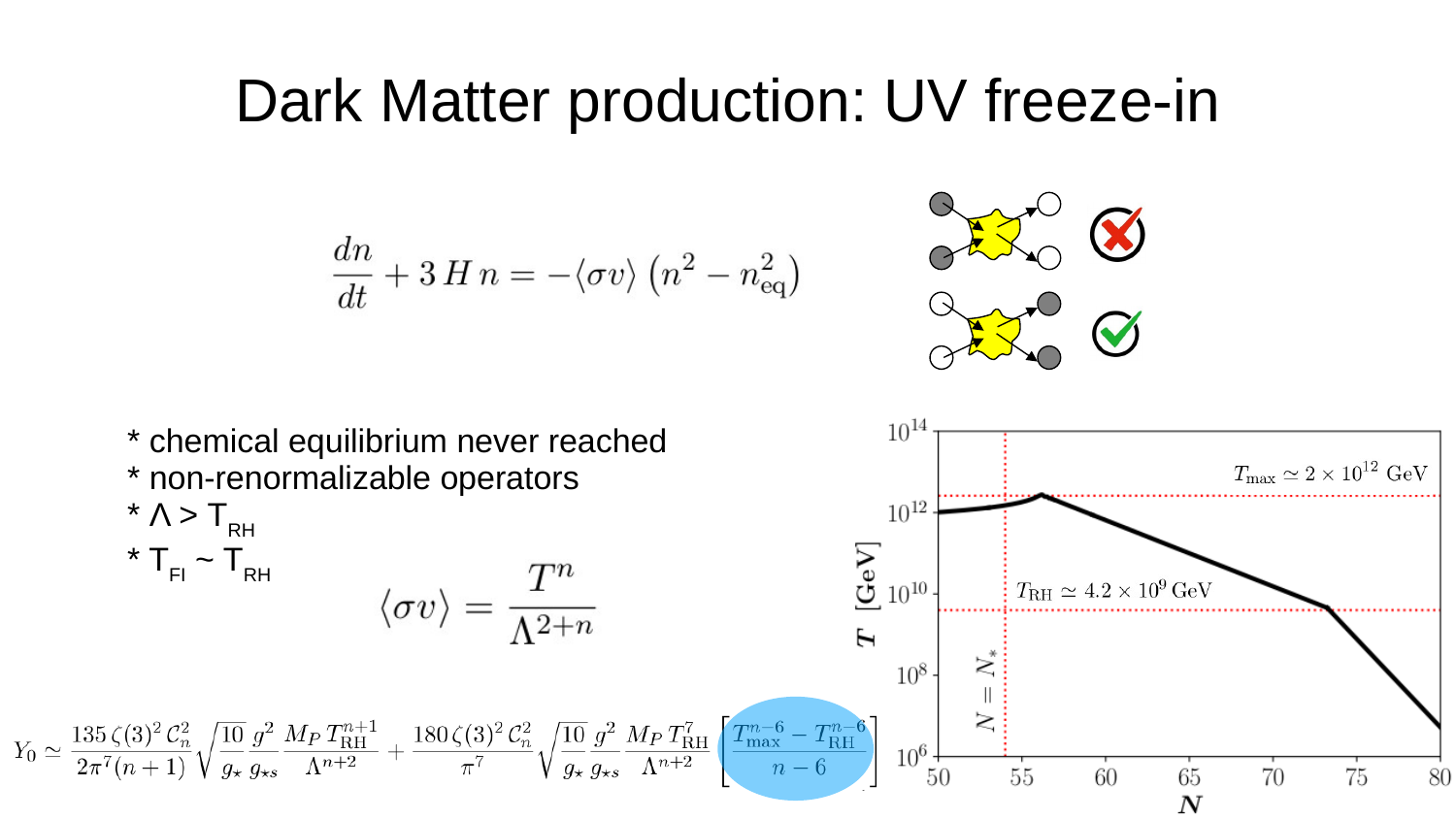# Dark Matter production: UV freeze-in

$$\frac{dn}{dt} + 3\,H\,n = -\langle \sigma v \rangle \left(n^2 - n_{\rm eq}^2\right)$$

* chemical equilibrium never reached
* non-renormalizable operators
* $\Lambda > T_{RH}$
* $T_{FI} \sim T_{RH}$

$$\langle \sigma v \rangle = \frac{T^n}{\Lambda^{2+n}}$$

$$Y_0 \simeq \frac{135\,\zeta(3)^2\,\mathcal{C}_n^2}{2\pi^7(n+1)}\sqrt{\frac{10}{g_\star}}\frac{g^2}{g_{\star s}}\frac{M_P\,T_{\rm RH}^{n+1}}{\Lambda^{n+2}} + \frac{180\,\zeta(3)^2\,\mathcal{C}_n^2}{\pi^7}\sqrt{\frac{10}{g_\star}}\frac{g^2}{g_{\star s}}\frac{M_P\,T_{\rm RH}^{7}}{\Lambda^{n+2}}\left[\frac{T_{\rm max}^{n-6} - T_{\rm RH}^{n-6}}{n-6}\right]$$

$T_{\rm max} \simeq 2 \times 10^{12}$ GeV

$T_{\rm RH} \simeq 4.2 \times 10^{9}$ GeV

$N = N_*$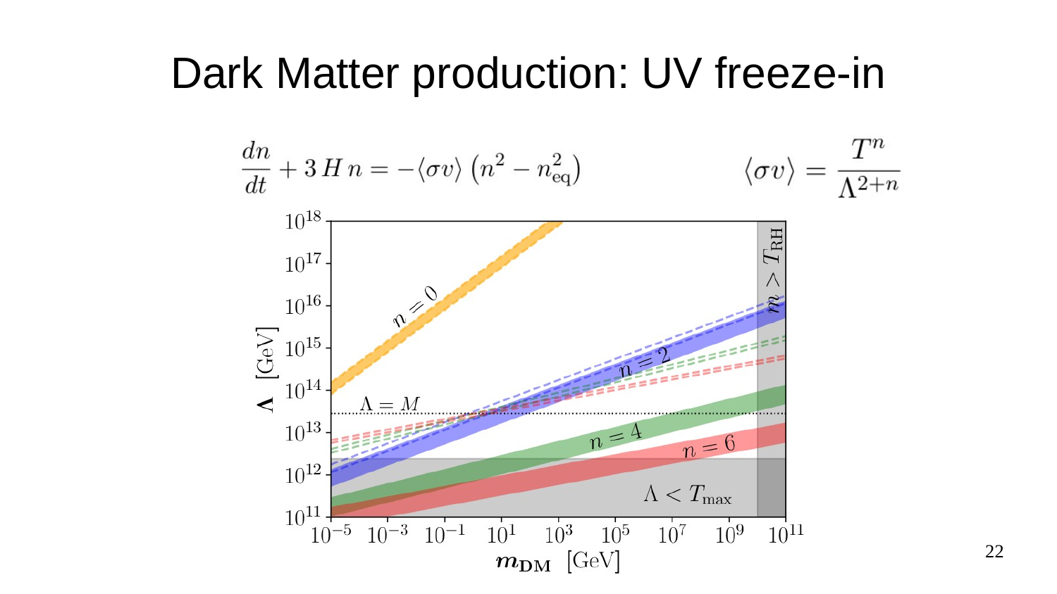# Dark Matter production: UV freeze-in

$$\frac{dn}{dt} + 3\,H\,n = -\langle\sigma v\rangle\left(n^2 - n_{\rm eq}^2\right) \qquad\qquad \langle\sigma v\rangle = \frac{T^n}{\Lambda^{2+n}}$$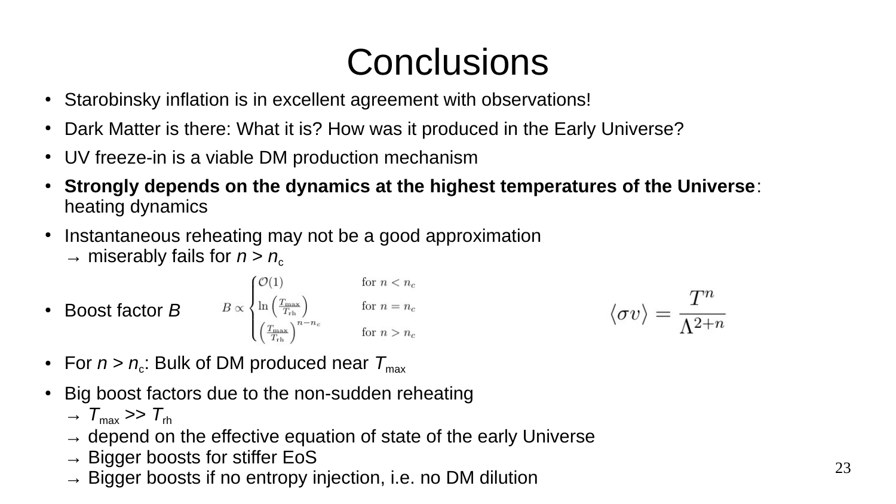# Conclusions

- Starobinsky inflation is in excellent agreement with observations!
- Dark Matter is there: What it is? How was it produced in the Early Universe?
- UV freeze-in is a viable DM production mechanism
- **Strongly depends on the dynamics at the highest temperatures of the Universe**: heating dynamics
- Instantaneous reheating may not be a good approximation
  → miserably fails for $n > n_c$
- Boost factor $B$

$$B \propto \begin{cases} \mathcal{O}(1) & \text{for } n < n_c \\ \ln\left(\frac{T_{\rm max}}{T_{\rm rh}}\right) & \text{for } n = n_c \\ \left(\frac{T_{\rm max}}{T_{\rm rh}}\right)^{n-n_c} & \text{for } n > n_c \end{cases}$$

$$\langle \sigma v \rangle = \frac{T^n}{\Lambda^{2+n}}$$

- For $n > n_c$: Bulk of DM produced near $T_{max}$
- Big boost factors due to the non-sudden reheating
  → $T_{max} >> T_{rh}$
  → depend on the effective equation of state of the early Universe
  → Bigger boosts for stiffer EoS
  → Bigger boosts if no entropy injection, i.e. no DM dilution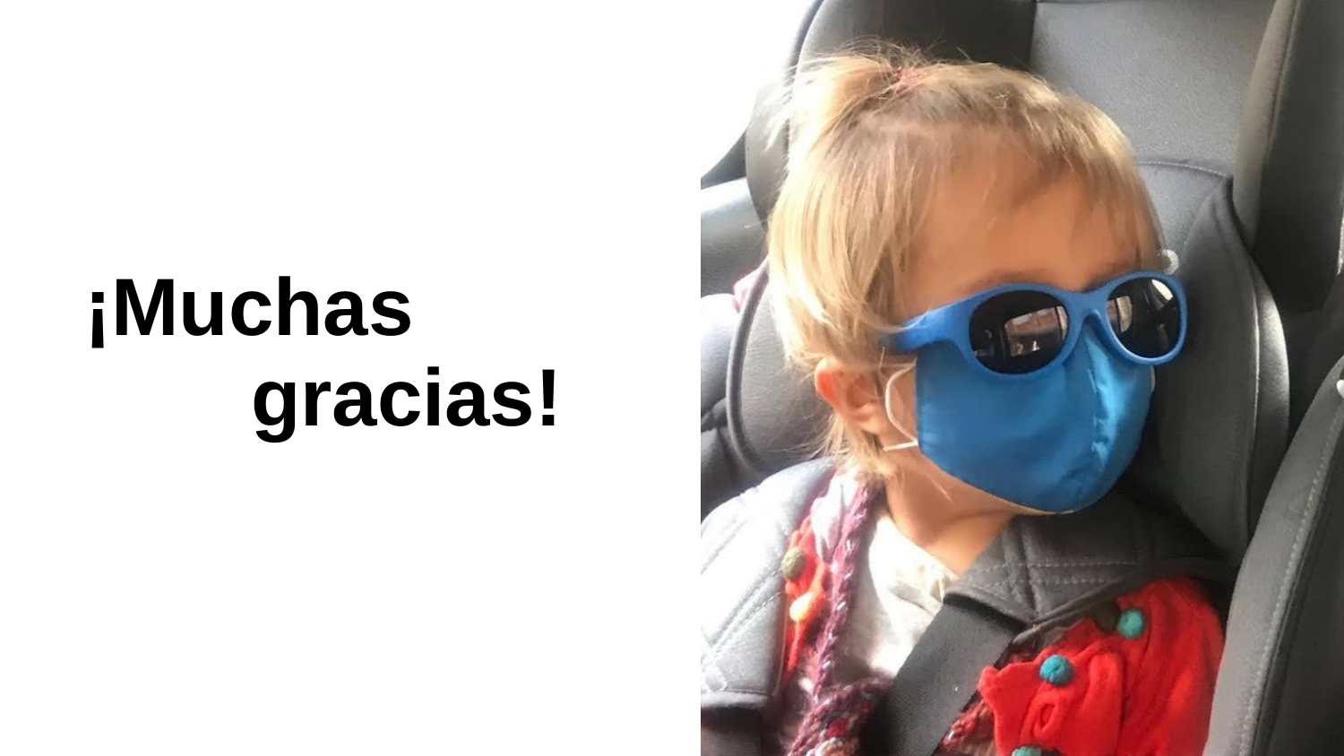# ¡Muchas gracias!